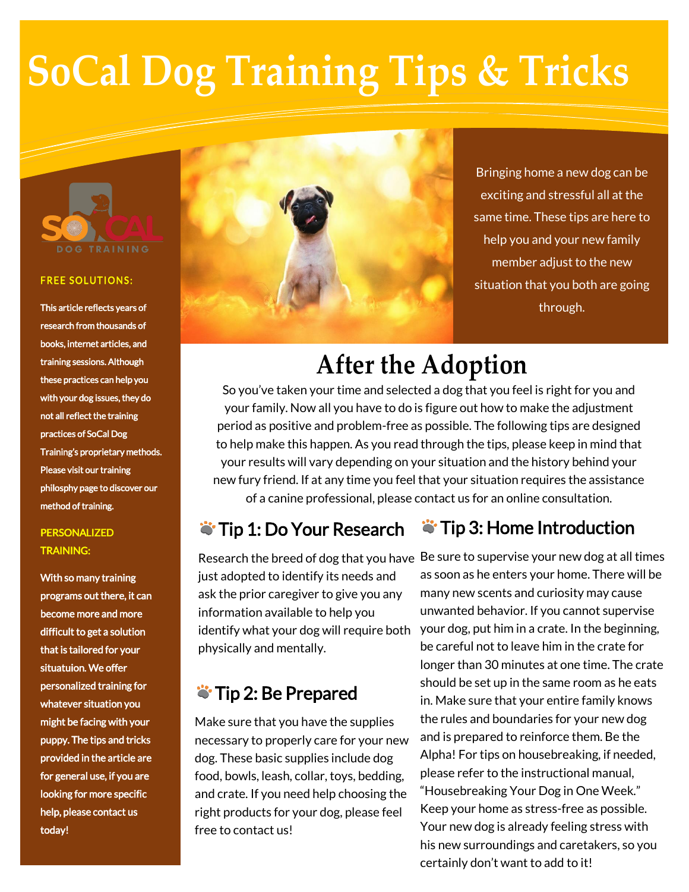# SoCal Dog Training Tips & Tricks

Bringing home a new dog can be exciting and stressful all at the same time. These tips are here to help you and your new family member adjust to the new situation that you both are going through.

## After the Adoption

So you've taken your time and selected a dog that you feel is right for you and your family. Now all you have to do is figure out how to make the adjustment period as positive and problem-free as possible. The following tips are designed to help make this happen. As you read through the tips, please keep in mind that your results will vary depending on your situation and the history behind your new fury friend. If at any time you feel that your situation requires the assistance of a canine professional, please contact us for an online consultation.

### Tip 1: Do Your Research

Research the breed of dog that you have just adopted to identify its needs and ask the prior caregiver to give you any information available to help you identify what your dog will require both physically and mentally.

### Tip 2: Be Prepared

Make sure that you have the supplies necessary to properly care for your new dog. These basic supplies include dog food, bowls, leash, collar, toys, bedding, and crate. If you need help choosing the right products for your dog, please feel free to contact us!

### Tip 3: Home Introduction

Be sure to supervise your new dog at all times as soon as he enters your home. There will be many new scents and curiosity may cause unwanted behavior. If you cannot supervise your dog, put him in a crate. In the beginning, be careful not to leave him in the crate for longer than 30 minutes at one time. The crate should be set up in the same room as he eats in. Make sure that your entire family knows the rules and boundaries for your new dog and is prepared to reinforce them. Be the Alpha! For tips on housebreaking, if needed, please refer to the instructional manual, "Housebreaking Your Dog in One Week." Keep your home as stress-free as possible. Your new dog is already feeling stress with his new surroundings and caretakers, so you certainly don't want to add to it!

SOCAL DOG TRAINING

**FREE SOLUTIONS:**

**This article reflects years of research from thousands of books, internet articles, and training sessions. Although these practices can help you with your dog issues, they do not all reflect the training practices of SoCal Dog Training's proprietary methods. Please visit our training philosphy page to discover our method of training.**

**PERSONALIZED TRAINING:**

**With so many training programs out there, it can become more and more difficult to get a solution that is tailored for your situatuion. We offer personalized training for whatever situation you might be facing with your puppy. The tips and tricks provided in the article are for general use, if you are looking for more specific help, please contact us today!**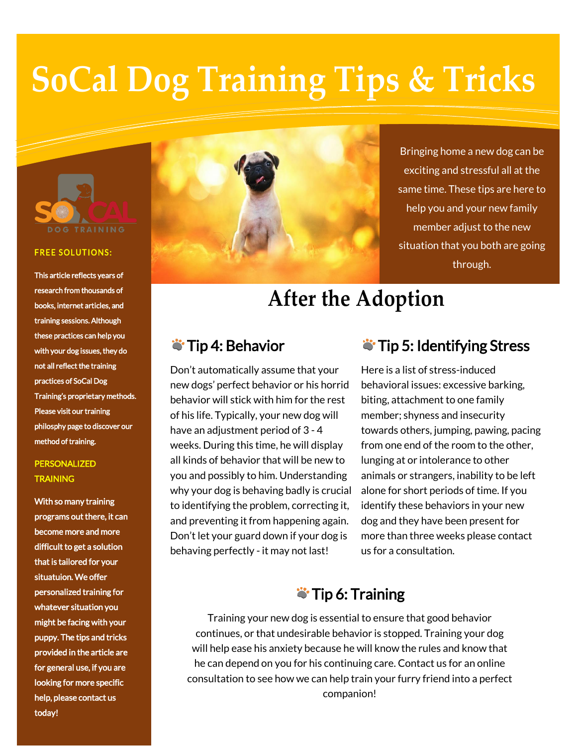# SoCal Dog Training Tips & Tricks

SO CAL DOG TRAINING

**FREE SOLUTIONS:**

This article reflects years of research from thousands of books, internet articles, and training sessions. Although these practices can help you with your dog issues, they do not all reflect the training practices of SoCal Dog Training's proprietary methods. Please visit our training philosophy page to discover our method of training.

**PERSONALIZED TRAINING**

With so many training programs out there, it can become more and more difficult to get a solution that is tailored for your situatuion. We offer personalized training for whatever situation you might be facing with your puppy. The tips and tricks provided in the article are for general use, if you are looking for more specific help, please contact us today!

Bringing home a new dog can be exciting and stressful all at the same time. These tips are here to help you and your new family member adjust to the new situation that you both are going through.

## After the Adoption

### Tip 4: Behavior

Don't automatically assume that your new dogs' perfect behavior or his horrid behavior will stick with him for the rest of his life. Typically, your new dog will have an adjustment period of 3 - 4 weeks. During this time, he will display all kinds of behavior that will be new to you and possibly to him. Understanding why your dog is behaving badly is crucial to identifying the problem, correcting it, and preventing it from happening again. Don't let your guard down if your dog is behaving perfectly - it may not last!

### Tip 5: Identifying Stress

Here is a list of stress-induced behavioral issues: excessive barking, biting, attachment to one family member; shyness and insecurity towards others, jumping, pawing, pacing from one end of the room to the other, lunging at or intolerance to other animals or strangers, inability to be left alone for short periods of time. If you identify these behaviors in your new dog and they have been present for more than three weeks please contact us for a consultation.

### Tip 6: Training

Training your new dog is essential to ensure that good behavior continues, or that undesirable behavior is stopped. Training your dog will help ease his anxiety because he will know the rules and know that he can depend on you for his continuing care. Contact us for an online consultation to see how we can help train your furry friend into a perfect companion!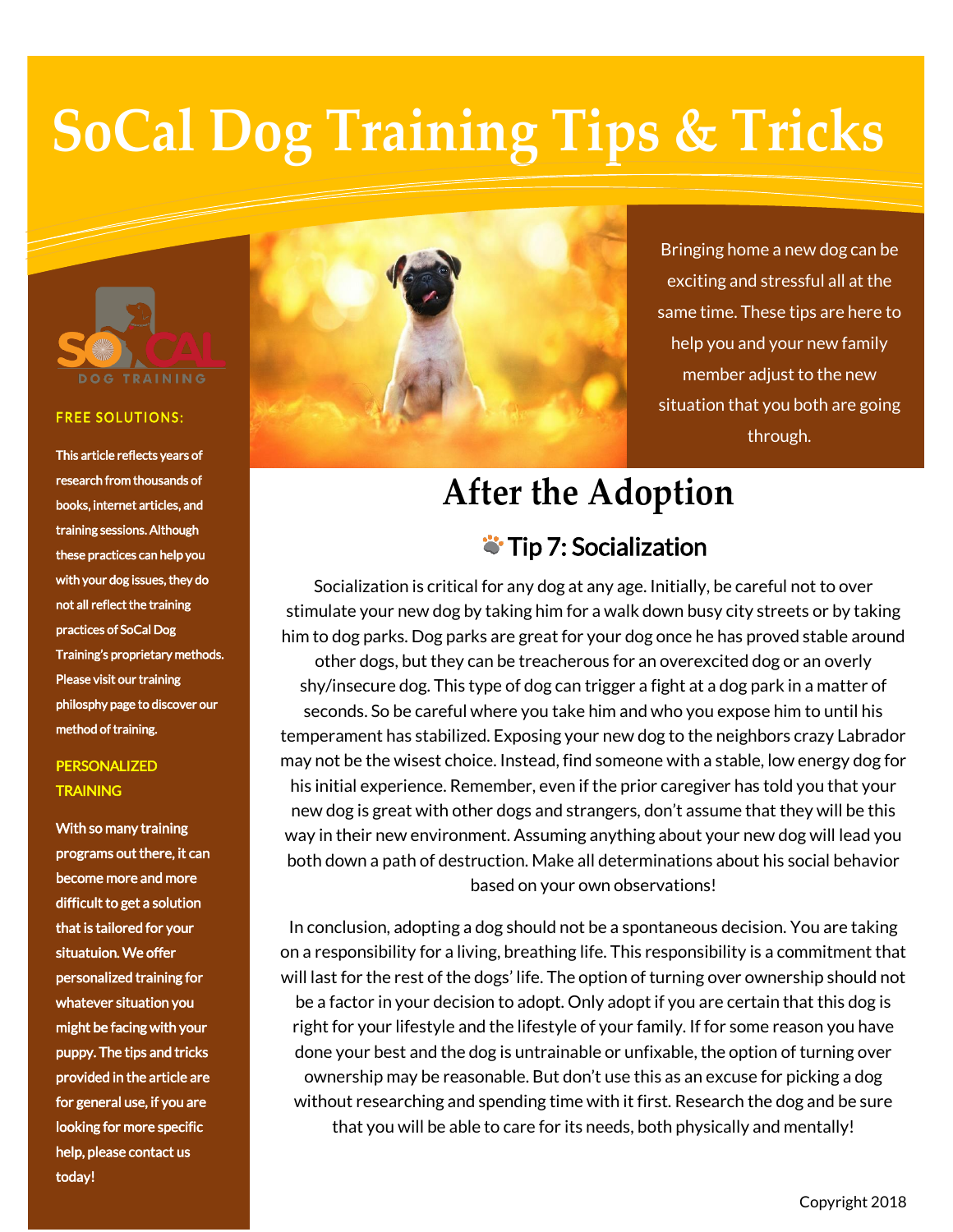// SoCal Dog Training Tips & Tricks

Bringing home a new dog can be exciting and stressful all at the same time. These tips are here to help you and your new family member adjust to the new situation that you both are going through.

## After the Adoption

### Tip 7: Socialization

Socialization is critical for any dog at any age. Initially, be careful not to over stimulate your new dog by taking him for a walk down busy city streets or by taking him to dog parks. Dog parks are great for your dog once he has proved stable around other dogs, but they can be treacherous for an overexcited dog or an overly shy/insecure dog. This type of dog can trigger a fight at a dog park in a matter of seconds. So be careful where you take him and who you expose him to until his temperament has stabilized. Exposing your new dog to the neighbors crazy Labrador may not be the wisest choice. Instead, find someone with a stable, low energy dog for his initial experience. Remember, even if the prior caregiver has told you that your new dog is great with other dogs and strangers, don't assume that they will be this way in their new environment. Assuming anything about your new dog will lead you both down a path of destruction. Make all determinations about his social behavior based on your own observations!

In conclusion, adopting a dog should not be a spontaneous decision. You are taking on a responsibility for a living, breathing life. This responsibility is a commitment that will last for the rest of the dogs' life. The option of turning over ownership should not be a factor in your decision to adopt. Only adopt if you are certain that this dog is right for your lifestyle and the lifestyle of your family. If for some reason you have done your best and the dog is untrainable or unfixable, the option of turning over ownership may be reasonable. But don't use this as an excuse for picking a dog without researching and spending time with it first. Research the dog and be sure that you will be able to care for its needs, both physically and mentally!

SO CAL DOG TRAINING

**FREE SOLUTIONS:**

This article reflects years of research from thousands of books, internet articles, and training sessions. Although these practices can help you with your dog issues, they do not all reflect the training practices of SoCal Dog Training's proprietary methods. Please visit our training philosophy page to discover our method of training.

**PERSONALIZED TRAINING**

With so many training programs out there, it can become more and more difficult to get a solution that is tailored for your situatuion. We offer personalized training for whatever situation you might be facing with your puppy. The tips and tricks provided in the article are for general use, if you are looking for more specific help, please contact us today!

Copyright 2018